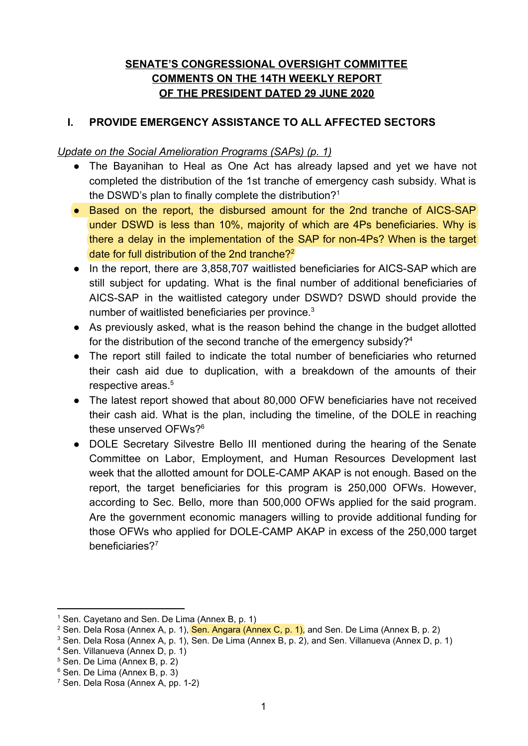**SENATE'S CONGRESSIONAL OVERSIGHT COMMITTEE**
**COMMENTS ON THE 14TH WEEKLY REPORT**
**OF THE PRESIDENT DATED 29 JUNE 2020**

## I. PROVIDE EMERGENCY ASSISTANCE TO ALL AFFECTED SECTORS

*Update on the Social Amelioration Programs (SAPs) (p. 1)*

- The Bayanihan to Heal as One Act has already lapsed and yet we have not completed the distribution of the 1st tranche of emergency cash subsidy. What is the DSWD's plan to finally complete the distribution?[1]
- Based on the report, the disbursed amount for the 2nd tranche of AICS-SAP under DSWD is less than 10%, majority of which are 4Ps beneficiaries. Why is there a delay in the implementation of the SAP for non-4Ps? When is the target date for full distribution of the 2nd tranche?[2]
- In the report, there are 3,858,707 waitlisted beneficiaries for AICS-SAP which are still subject for updating. What is the final number of additional beneficiaries of AICS-SAP in the waitlisted category under DSWD? DSWD should provide the number of waitlisted beneficiaries per province.[3]
- As previously asked, what is the reason behind the change in the budget allotted for the distribution of the second tranche of the emergency subsidy?[4]
- The report still failed to indicate the total number of beneficiaries who returned their cash aid due to duplication, with a breakdown of the amounts of their respective areas.[5]
- The latest report showed that about 80,000 OFW beneficiaries have not received their cash aid. What is the plan, including the timeline, of the DOLE in reaching these unserved OFWs?[6]
- DOLE Secretary Silvestre Bello III mentioned during the hearing of the Senate Committee on Labor, Employment, and Human Resources Development last week that the allotted amount for DOLE-CAMP AKAP is not enough. Based on the report, the target beneficiaries for this program is 250,000 OFWs. However, according to Sec. Bello, more than 500,000 OFWs applied for the said program. Are the government economic managers willing to provide additional funding for those OFWs who applied for DOLE-CAMP AKAP in excess of the 250,000 target beneficiaries?[7]

---

[1] Sen. Cayetano and Sen. De Lima (Annex B, p. 1)
[2] Sen. Dela Rosa (Annex A, p. 1), Sen. Angara (Annex C, p. 1), and Sen. De Lima (Annex B, p. 2)
[3] Sen. Dela Rosa (Annex A, p. 1), Sen. De Lima (Annex B, p. 2), and Sen. Villanueva (Annex D, p. 1)
[4] Sen. Villanueva (Annex D, p. 1)
[5] Sen. De Lima (Annex B, p. 2)
[6] Sen. De Lima (Annex B, p. 3)
[7] Sen. Dela Rosa (Annex A, pp. 1-2)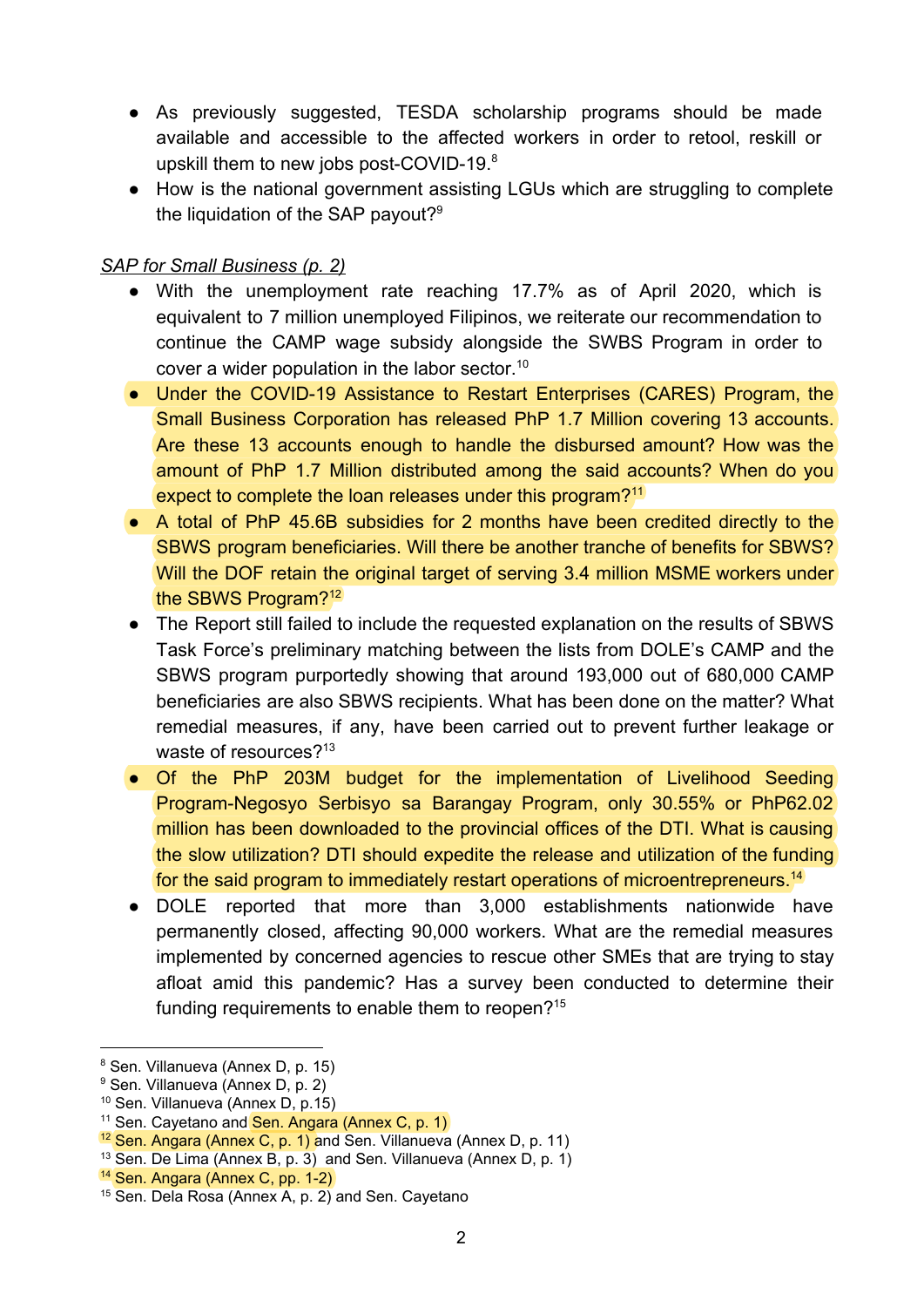- As previously suggested, TESDA scholarship programs should be made available and accessible to the affected workers in order to retool, reskill or upskill them to new jobs post-COVID-19.[8]
- How is the national government assisting LGUs which are struggling to complete the liquidation of the SAP payout?[9]

*SAP for Small Business (p. 2)*

- With the unemployment rate reaching 17.7% as of April 2020, which is equivalent to 7 million unemployed Filipinos, we reiterate our recommendation to continue the CAMP wage subsidy alongside the SWBS Program in order to cover a wider population in the labor sector.[10]
- Under the COVID-19 Assistance to Restart Enterprises (CARES) Program, the Small Business Corporation has released PhP 1.7 Million covering 13 accounts. Are these 13 accounts enough to handle the disbursed amount? How was the amount of PhP 1.7 Million distributed among the said accounts? When do you expect to complete the loan releases under this program?[11]
- A total of PhP 45.6B subsidies for 2 months have been credited directly to the SBWS program beneficiaries. Will there be another tranche of benefits for SBWS? Will the DOF retain the original target of serving 3.4 million MSME workers under the SBWS Program?[12]
- The Report still failed to include the requested explanation on the results of SBWS Task Force's preliminary matching between the lists from DOLE's CAMP and the SBWS program purportedly showing that around 193,000 out of 680,000 CAMP beneficiaries are also SBWS recipients. What has been done on the matter? What remedial measures, if any, have been carried out to prevent further leakage or waste of resources?[13]
- Of the PhP 203M budget for the implementation of Livelihood Seeding Program-Negosyo Serbisyo sa Barangay Program, only 30.55% or PhP62.02 million has been downloaded to the provincial offices of the DTI. What is causing the slow utilization? DTI should expedite the release and utilization of the funding for the said program to immediately restart operations of microentrepreneurs.[14]
- DOLE reported that more than 3,000 establishments nationwide have permanently closed, affecting 90,000 workers. What are the remedial measures implemented by concerned agencies to rescue other SMEs that are trying to stay afloat amid this pandemic? Has a survey been conducted to determine their funding requirements to enable them to reopen?[15]

---

[8] Sen. Villanueva (Annex D, p. 15)
[9] Sen. Villanueva (Annex D, p. 2)
[10] Sen. Villanueva (Annex D, p.15)
[11] Sen. Cayetano and Sen. Angara (Annex C, p. 1)
[12] Sen. Angara (Annex C, p. 1) and Sen. Villanueva (Annex D, p. 11)
[13] Sen. De Lima (Annex B, p. 3) and Sen. Villanueva (Annex D, p. 1)
[14] Sen. Angara (Annex C, pp. 1-2)
[15] Sen. Dela Rosa (Annex A, p. 2) and Sen. Cayetano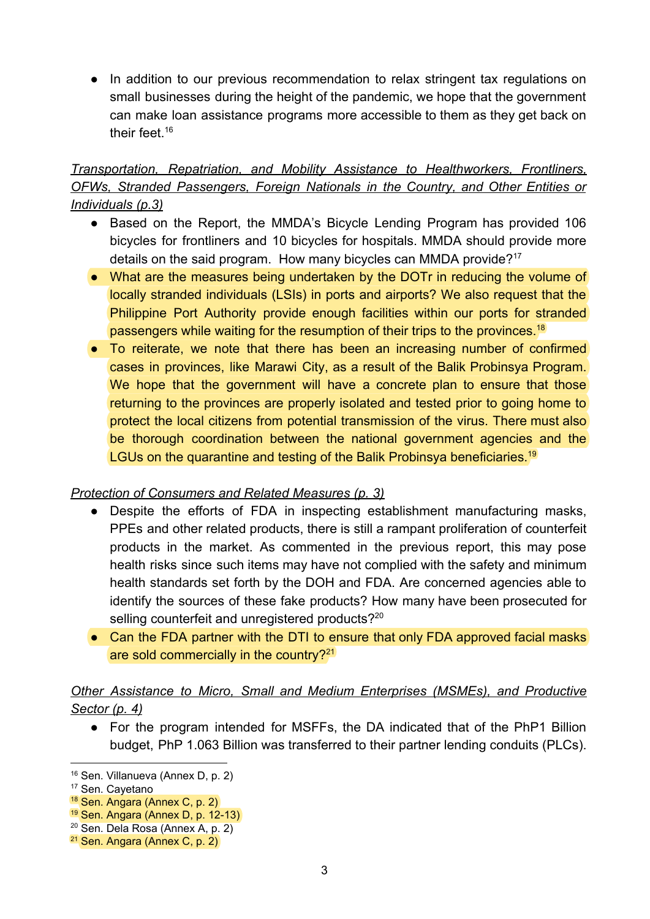- In addition to our previous recommendation to relax stringent tax regulations on small businesses during the height of the pandemic, we hope that the government can make loan assistance programs more accessible to them as they get back on their feet.[16]

*Transportation, Repatriation, and Mobility Assistance to Healthworkers, Frontliners, OFWs, Stranded Passengers, Foreign Nationals in the Country, and Other Entities or Individuals (p.3)*

- Based on the Report, the MMDA's Bicycle Lending Program has provided 106 bicycles for frontliners and 10 bicycles for hospitals. MMDA should provide more details on the said program. How many bicycles can MMDA provide?[17]
- What are the measures being undertaken by the DOTr in reducing the volume of locally stranded individuals (LSIs) in ports and airports? We also request that the Philippine Port Authority provide enough facilities within our ports for stranded passengers while waiting for the resumption of their trips to the provinces.[18]
- To reiterate, we note that there has been an increasing number of confirmed cases in provinces, like Marawi City, as a result of the Balik Probinsya Program. We hope that the government will have a concrete plan to ensure that those returning to the provinces are properly isolated and tested prior to going home to protect the local citizens from potential transmission of the virus. There must also be thorough coordination between the national government agencies and the LGUs on the quarantine and testing of the Balik Probinsya beneficiaries.[19]

*Protection of Consumers and Related Measures (p. 3)*

- Despite the efforts of FDA in inspecting establishment manufacturing masks, PPEs and other related products, there is still a rampant proliferation of counterfeit products in the market. As commented in the previous report, this may pose health risks since such items may have not complied with the safety and minimum health standards set forth by the DOH and FDA. Are concerned agencies able to identify the sources of these fake products? How many have been prosecuted for selling counterfeit and unregistered products?[20]
- Can the FDA partner with the DTI to ensure that only FDA approved facial masks are sold commercially in the country?[21]

*Other Assistance to Micro, Small and Medium Enterprises (MSMEs), and Productive Sector (p. 4)*

- For the program intended for MSFFs, the DA indicated that of the PhP1 Billion budget, PhP 1.063 Billion was transferred to their partner lending conduits (PLCs).

---

[16] Sen. Villanueva (Annex D, p. 2)
[17] Sen. Cayetano
[18] Sen. Angara (Annex C, p. 2)
[19] Sen. Angara (Annex D, p. 12-13)
[20] Sen. Dela Rosa (Annex A, p. 2)
[21] Sen. Angara (Annex C, p. 2)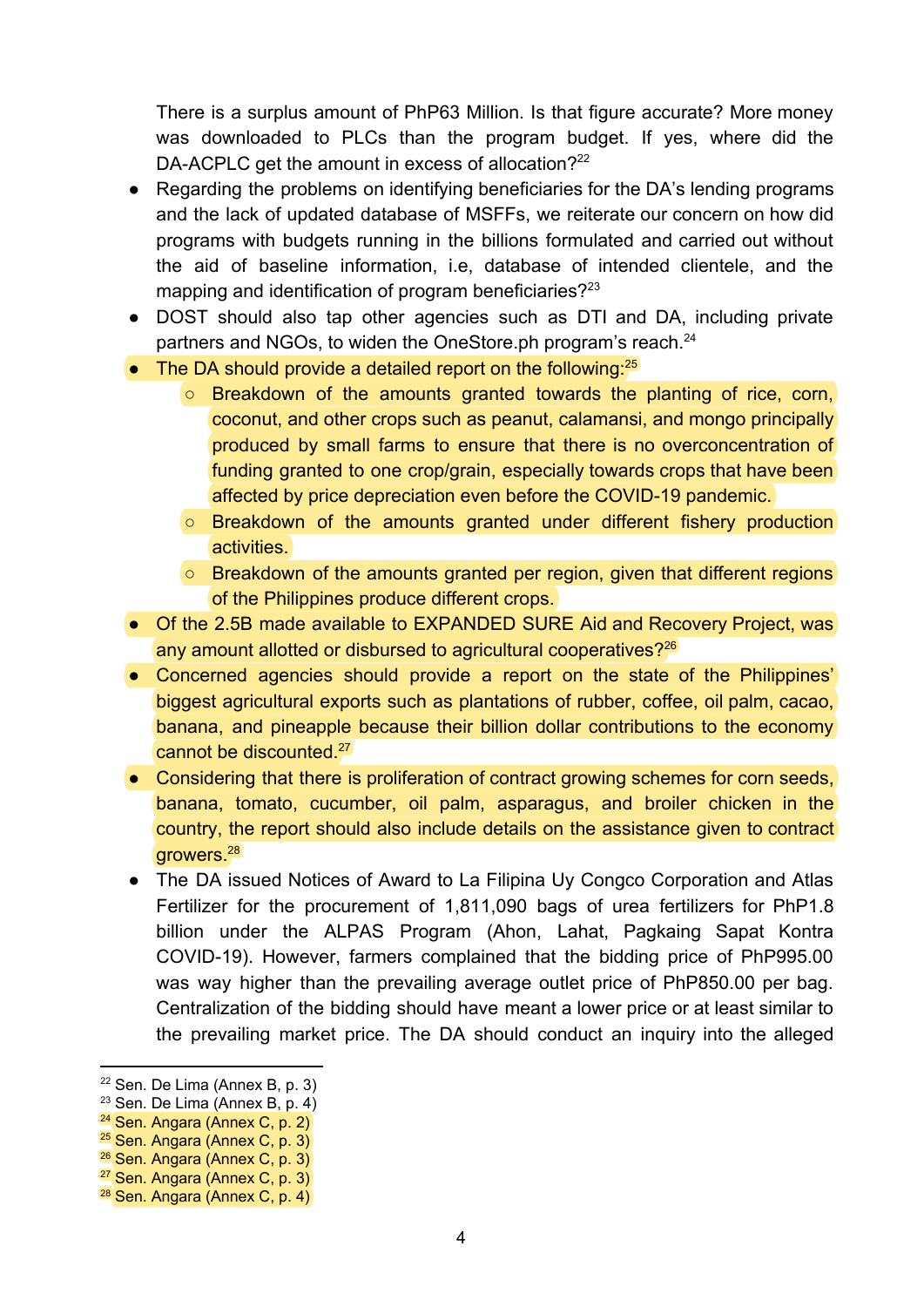There is a surplus amount of PhP63 Million. Is that figure accurate? More money was downloaded to PLCs than the program budget. If yes, where did the DA-ACPLC get the amount in excess of allocation?[22]

- Regarding the problems on identifying beneficiaries for the DA's lending programs and the lack of updated database of MSFFs, we reiterate our concern on how did programs with budgets running in the billions formulated and carried out without the aid of baseline information, i.e, database of intended clientele, and the mapping and identification of program beneficiaries?[23]
- DOST should also tap other agencies such as DTI and DA, including private partners and NGOs, to widen the OneStore.ph program's reach.[24]
- The DA should provide a detailed report on the following:[25]
  - Breakdown of the amounts granted towards the planting of rice, corn, coconut, and other crops such as peanut, calamansi, and mongo principally produced by small farms to ensure that there is no overconcentration of funding granted to one crop/grain, especially towards crops that have been affected by price depreciation even before the COVID-19 pandemic.
  - Breakdown of the amounts granted under different fishery production activities.
  - Breakdown of the amounts granted per region, given that different regions of the Philippines produce different crops.
- Of the 2.5B made available to EXPANDED SURE Aid and Recovery Project, was any amount allotted or disbursed to agricultural cooperatives?[26]
- Concerned agencies should provide a report on the state of the Philippines' biggest agricultural exports such as plantations of rubber, coffee, oil palm, cacao, banana, and pineapple because their billion dollar contributions to the economy cannot be discounted.[27]
- Considering that there is proliferation of contract growing schemes for corn seeds, banana, tomato, cucumber, oil palm, asparagus, and broiler chicken in the country, the report should also include details on the assistance given to contract growers.[28]
- The DA issued Notices of Award to La Filipina Uy Congco Corporation and Atlas Fertilizer for the procurement of 1,811,090 bags of urea fertilizers for PhP1.8 billion under the ALPAS Program (Ahon, Lahat, Pagkaing Sapat Kontra COVID-19). However, farmers complained that the bidding price of PhP995.00 was way higher than the prevailing average outlet price of PhP850.00 per bag. Centralization of the bidding should have meant a lower price or at least similar to the prevailing market price. The DA should conduct an inquiry into the alleged

---

[22] Sen. De Lima (Annex B, p. 3)
[23] Sen. De Lima (Annex B, p. 4)
[24] Sen. Angara (Annex C, p. 2)
[25] Sen. Angara (Annex C, p. 3)
[26] Sen. Angara (Annex C, p. 3)
[27] Sen. Angara (Annex C, p. 3)
[28] Sen. Angara (Annex C, p. 4)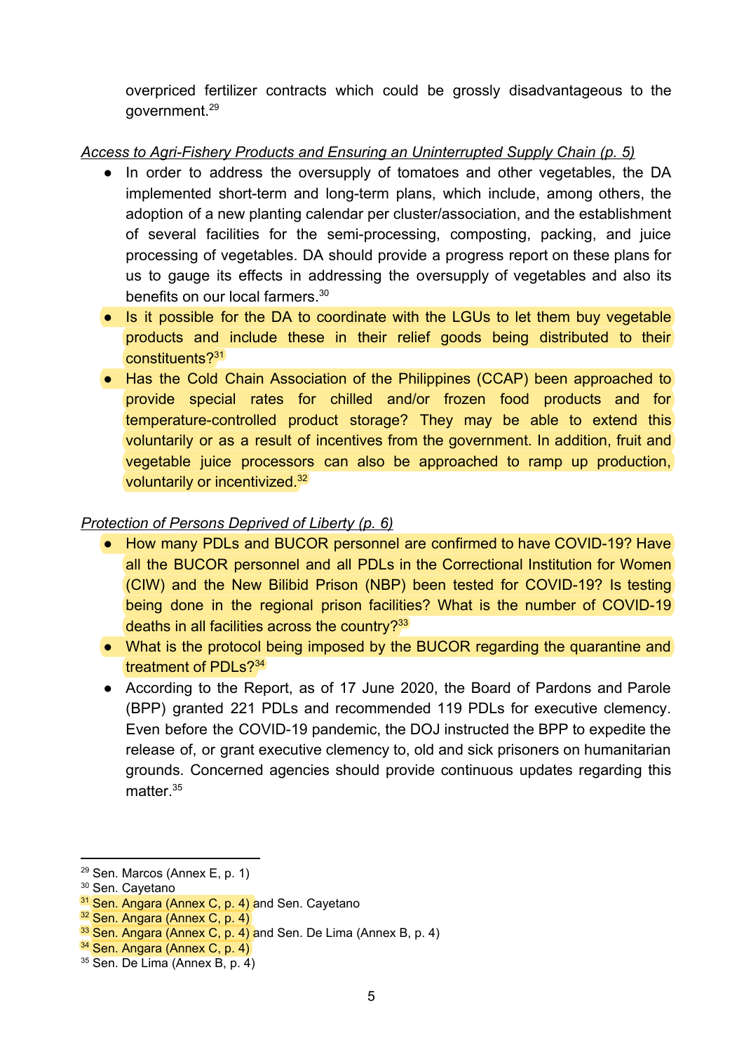overpriced fertilizer contracts which could be grossly disadvantageous to the government.[29]

*Access to Agri-Fishery Products and Ensuring an Uninterrupted Supply Chain (p. 5)*

- In order to address the oversupply of tomatoes and other vegetables, the DA implemented short-term and long-term plans, which include, among others, the adoption of a new planting calendar per cluster/association, and the establishment of several facilities for the semi-processing, composting, packing, and juice processing of vegetables. DA should provide a progress report on these plans for us to gauge its effects in addressing the oversupply of vegetables and also its benefits on our local farmers.[30]
- Is it possible for the DA to coordinate with the LGUs to let them buy vegetable products and include these in their relief goods being distributed to their constituents?[31]
- Has the Cold Chain Association of the Philippines (CCAP) been approached to provide special rates for chilled and/or frozen food products and for temperature-controlled product storage? They may be able to extend this voluntarily or as a result of incentives from the government. In addition, fruit and vegetable juice processors can also be approached to ramp up production, voluntarily or incentivized.[32]

*Protection of Persons Deprived of Liberty (p. 6)*

- How many PDLs and BUCOR personnel are confirmed to have COVID-19? Have all the BUCOR personnel and all PDLs in the Correctional Institution for Women (CIW) and the New Bilibid Prison (NBP) been tested for COVID-19? Is testing being done in the regional prison facilities? What is the number of COVID-19 deaths in all facilities across the country?[33]
- What is the protocol being imposed by the BUCOR regarding the quarantine and treatment of PDLs?[34]
- According to the Report, as of 17 June 2020, the Board of Pardons and Parole (BPP) granted 221 PDLs and recommended 119 PDLs for executive clemency. Even before the COVID-19 pandemic, the DOJ instructed the BPP to expedite the release of, or grant executive clemency to, old and sick prisoners on humanitarian grounds. Concerned agencies should provide continuous updates regarding this matter.[35]

---

[29] Sen. Marcos (Annex E, p. 1)
[30] Sen. Cayetano
[31] Sen. Angara (Annex C, p. 4) and Sen. Cayetano
[32] Sen. Angara (Annex C, p. 4)
[33] Sen. Angara (Annex C, p. 4) and Sen. De Lima (Annex B, p. 4)
[34] Sen. Angara (Annex C, p. 4)
[35] Sen. De Lima (Annex B, p. 4)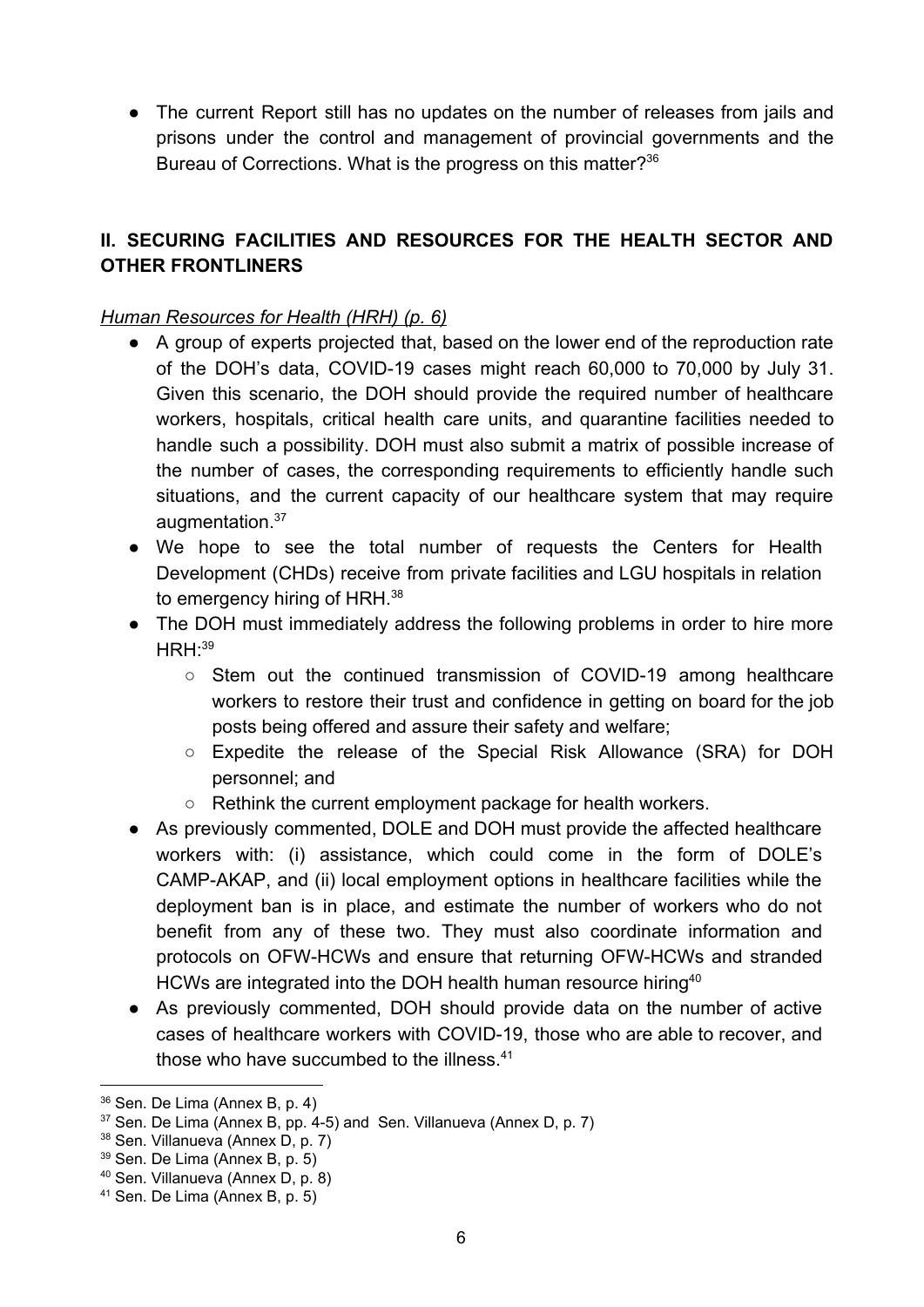- The current Report still has no updates on the number of releases from jails and prisons under the control and management of provincial governments and the Bureau of Corrections. What is the progress on this matter?[36]

## II. SECURING FACILITIES AND RESOURCES FOR THE HEALTH SECTOR AND OTHER FRONTLINERS

*Human Resources for Health (HRH) (p. 6)*

- A group of experts projected that, based on the lower end of the reproduction rate of the DOH's data, COVID-19 cases might reach 60,000 to 70,000 by July 31. Given this scenario, the DOH should provide the required number of healthcare workers, hospitals, critical health care units, and quarantine facilities needed to handle such a possibility. DOH must also submit a matrix of possible increase of the number of cases, the corresponding requirements to efficiently handle such situations, and the current capacity of our healthcare system that may require augmentation.[37]
- We hope to see the total number of requests the Centers for Health Development (CHDs) receive from private facilities and LGU hospitals in relation to emergency hiring of HRH.[38]
- The DOH must immediately address the following problems in order to hire more HRH:[39]
  - Stem out the continued transmission of COVID-19 among healthcare workers to restore their trust and confidence in getting on board for the job posts being offered and assure their safety and welfare;
  - Expedite the release of the Special Risk Allowance (SRA) for DOH personnel; and
  - Rethink the current employment package for health workers.
- As previously commented, DOLE and DOH must provide the affected healthcare workers with: (i) assistance, which could come in the form of DOLE's CAMP-AKAP, and (ii) local employment options in healthcare facilities while the deployment ban is in place, and estimate the number of workers who do not benefit from any of these two. They must also coordinate information and protocols on OFW-HCWs and ensure that returning OFW-HCWs and stranded HCWs are integrated into the DOH health human resource hiring[40]
- As previously commented, DOH should provide data on the number of active cases of healthcare workers with COVID-19, those who are able to recover, and those who have succumbed to the illness.[41]

---

[36] Sen. De Lima (Annex B, p. 4)

[37] Sen. De Lima (Annex B, pp. 4-5) and Sen. Villanueva (Annex D, p. 7)

[38] Sen. Villanueva (Annex D, p. 7)

[39] Sen. De Lima (Annex B, p. 5)

[40] Sen. Villanueva (Annex D, p. 8)

[41] Sen. De Lima (Annex B, p. 5)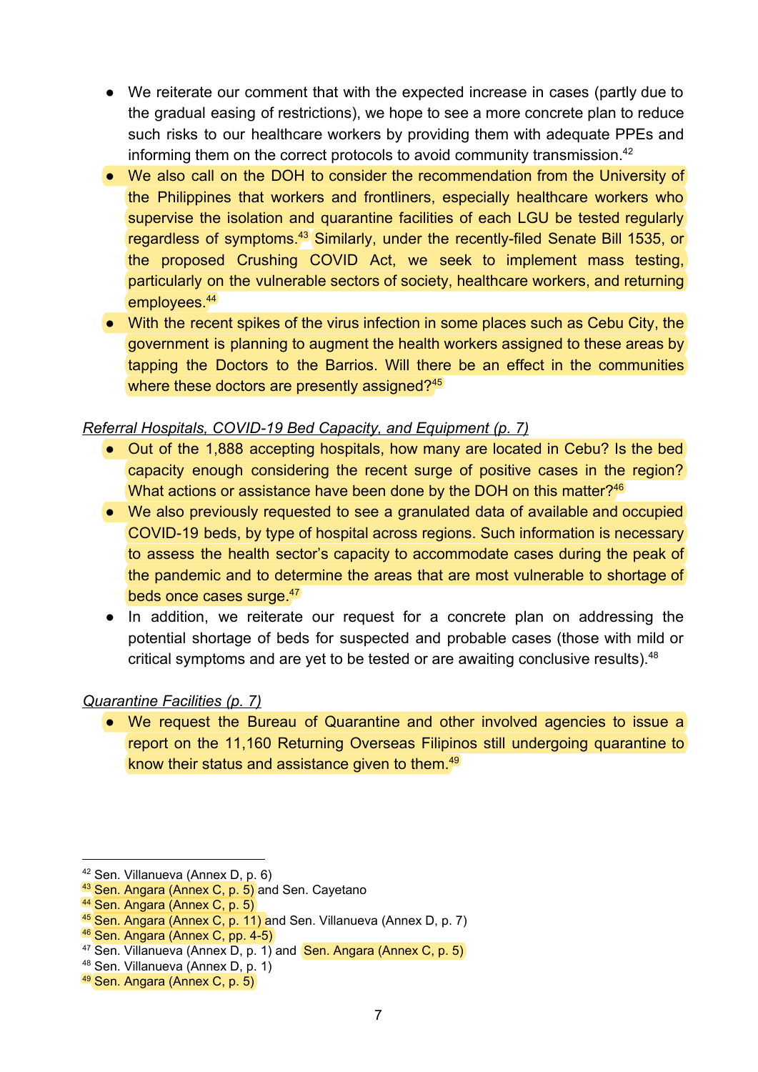- We reiterate our comment that with the expected increase in cases (partly due to the gradual easing of restrictions), we hope to see a more concrete plan to reduce such risks to our healthcare workers by providing them with adequate PPEs and informing them on the correct protocols to avoid community transmission.[42]
- We also call on the DOH to consider the recommendation from the University of the Philippines that workers and frontliners, especially healthcare workers who supervise the isolation and quarantine facilities of each LGU be tested regularly regardless of symptoms.[43] Similarly, under the recently-filed Senate Bill 1535, or the proposed Crushing COVID Act, we seek to implement mass testing, particularly on the vulnerable sectors of society, healthcare workers, and returning employees.[44]
- With the recent spikes of the virus infection in some places such as Cebu City, the government is planning to augment the health workers assigned to these areas by tapping the Doctors to the Barrios. Will there be an effect in the communities where these doctors are presently assigned?[45]

*Referral Hospitals, COVID-19 Bed Capacity, and Equipment (p. 7)*

- Out of the 1,888 accepting hospitals, how many are located in Cebu? Is the bed capacity enough considering the recent surge of positive cases in the region? What actions or assistance have been done by the DOH on this matter?[46]
- We also previously requested to see a granulated data of available and occupied COVID-19 beds, by type of hospital across regions. Such information is necessary to assess the health sector's capacity to accommodate cases during the peak of the pandemic and to determine the areas that are most vulnerable to shortage of beds once cases surge.[47]
- In addition, we reiterate our request for a concrete plan on addressing the potential shortage of beds for suspected and probable cases (those with mild or critical symptoms and are yet to be tested or are awaiting conclusive results).[48]

*Quarantine Facilities (p. 7)*

- We request the Bureau of Quarantine and other involved agencies to issue a report on the 11,160 Returning Overseas Filipinos still undergoing quarantine to know their status and assistance given to them.[49]

---

[42] Sen. Villanueva (Annex D, p. 6)
[43] Sen. Angara (Annex C, p. 5) and Sen. Cayetano
[44] Sen. Angara (Annex C, p. 5)
[45] Sen. Angara (Annex C, p. 11) and Sen. Villanueva (Annex D, p. 7)
[46] Sen. Angara (Annex C, pp. 4-5)
[47] Sen. Villanueva (Annex D, p. 1) and Sen. Angara (Annex C, p. 5)
[48] Sen. Villanueva (Annex D, p. 1)
[49] Sen. Angara (Annex C, p. 5)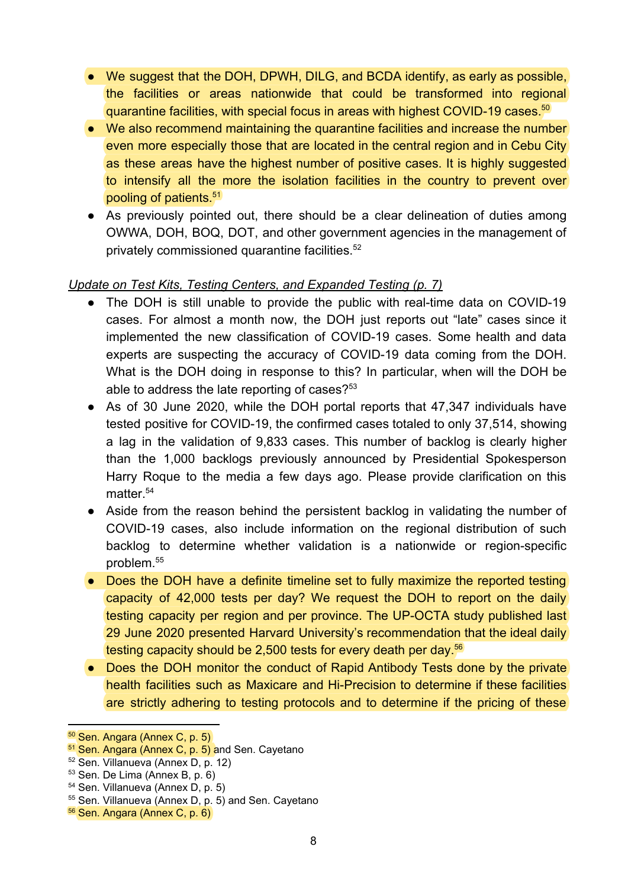- We suggest that the DOH, DPWH, DILG, and BCDA identify, as early as possible, the facilities or areas nationwide that could be transformed into regional quarantine facilities, with special focus in areas with highest COVID-19 cases.[50]
- We also recommend maintaining the quarantine facilities and increase the number even more especially those that are located in the central region and in Cebu City as these areas have the highest number of positive cases. It is highly suggested to intensify all the more the isolation facilities in the country to prevent over pooling of patients.[51]
- As previously pointed out, there should be a clear delineation of duties among OWWA, DOH, BOQ, DOT, and other government agencies in the management of privately commissioned quarantine facilities.[52]

_Update on Test Kits, Testing Centers, and Expanded Testing (p. 7)_

- The DOH is still unable to provide the public with real-time data on COVID-19 cases. For almost a month now, the DOH just reports out "late" cases since it implemented the new classification of COVID-19 cases. Some health and data experts are suspecting the accuracy of COVID-19 data coming from the DOH. What is the DOH doing in response to this? In particular, when will the DOH be able to address the late reporting of cases?[53]
- As of 30 June 2020, while the DOH portal reports that 47,347 individuals have tested positive for COVID-19, the confirmed cases totaled to only 37,514, showing a lag in the validation of 9,833 cases. This number of backlog is clearly higher than the 1,000 backlogs previously announced by Presidential Spokesperson Harry Roque to the media a few days ago. Please provide clarification on this matter.[54]
- Aside from the reason behind the persistent backlog in validating the number of COVID-19 cases, also include information on the regional distribution of such backlog to determine whether validation is a nationwide or region-specific problem.[55]
- Does the DOH have a definite timeline set to fully maximize the reported testing capacity of 42,000 tests per day? We request the DOH to report on the daily testing capacity per region and per province. The UP-OCTA study published last 29 June 2020 presented Harvard University's recommendation that the ideal daily testing capacity should be 2,500 tests for every death per day.[56]
- Does the DOH monitor the conduct of Rapid Antibody Tests done by the private health facilities such as Maxicare and Hi-Precision to determine if these facilities are strictly adhering to testing protocols and to determine if the pricing of these

---

[50] Sen. Angara (Annex C, p. 5)
[51] Sen. Angara (Annex C, p. 5) and Sen. Cayetano
[52] Sen. Villanueva (Annex D, p. 12)
[53] Sen. De Lima (Annex B, p. 6)
[54] Sen. Villanueva (Annex D, p. 5)
[55] Sen. Villanueva (Annex D, p. 5) and Sen. Cayetano
[56] Sen. Angara (Annex C, p. 6)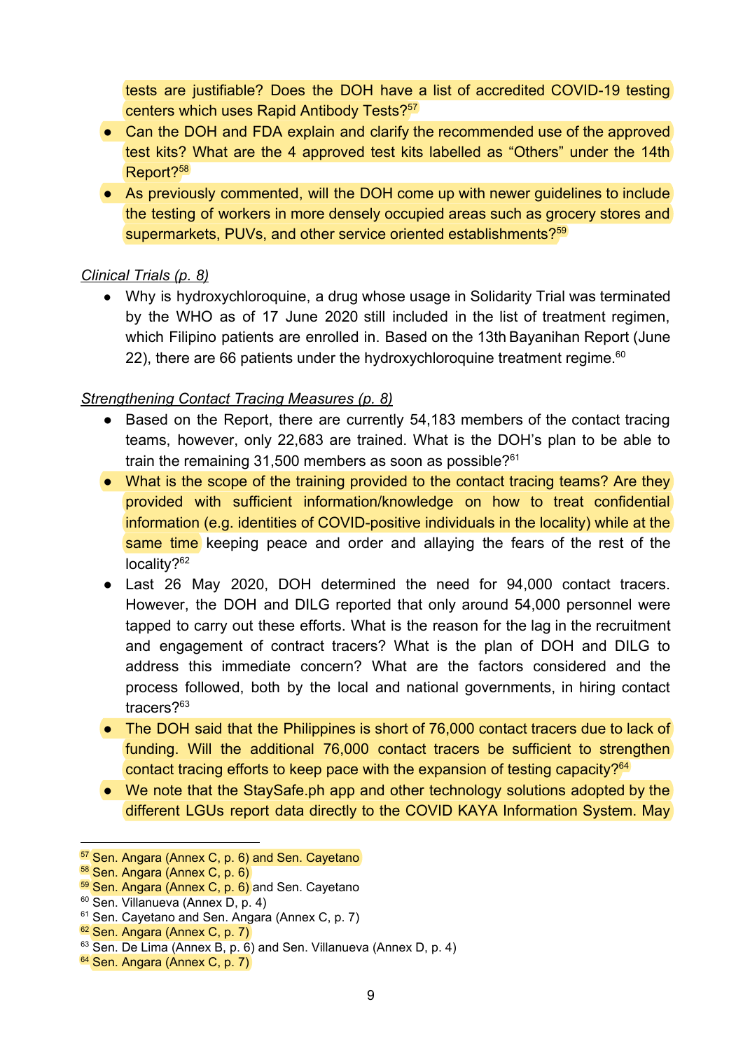tests are justifiable? Does the DOH have a list of accredited COVID-19 testing centers which uses Rapid Antibody Tests?[57]

- Can the DOH and FDA explain and clarify the recommended use of the approved test kits? What are the 4 approved test kits labelled as "Others" under the 14th Report?[58]
- As previously commented, will the DOH come up with newer guidelines to include the testing of workers in more densely occupied areas such as grocery stores and supermarkets, PUVs, and other service oriented establishments?[59]

*Clinical Trials (p. 8)*

- Why is hydroxychloroquine, a drug whose usage in Solidarity Trial was terminated by the WHO as of 17 June 2020 still included in the list of treatment regimen, which Filipino patients are enrolled in. Based on the 13th Bayanihan Report (June 22), there are 66 patients under the hydroxychloroquine treatment regime.[60]

*Strengthening Contact Tracing Measures (p. 8)*

- Based on the Report, there are currently 54,183 members of the contact tracing teams, however, only 22,683 are trained. What is the DOH's plan to be able to train the remaining 31,500 members as soon as possible?[61]
- What is the scope of the training provided to the contact tracing teams? Are they provided with sufficient information/knowledge on how to treat confidential information (e.g. identities of COVID-positive individuals in the locality) while at the same time keeping peace and order and allaying the fears of the rest of the locality?[62]
- Last 26 May 2020, DOH determined the need for 94,000 contact tracers. However, the DOH and DILG reported that only around 54,000 personnel were tapped to carry out these efforts. What is the reason for the lag in the recruitment and engagement of contract tracers? What is the plan of DOH and DILG to address this immediate concern? What are the factors considered and the process followed, both by the local and national governments, in hiring contact tracers?[63]
- The DOH said that the Philippines is short of 76,000 contact tracers due to lack of funding. Will the additional 76,000 contact tracers be sufficient to strengthen contact tracing efforts to keep pace with the expansion of testing capacity?[64]
- We note that the StaySafe.ph app and other technology solutions adopted by the different LGUs report data directly to the COVID KAYA Information System. May

---

[57] Sen. Angara (Annex C, p. 6) and Sen. Cayetano
[58] Sen. Angara (Annex C, p. 6)
[59] Sen. Angara (Annex C, p. 6) and Sen. Cayetano
[60] Sen. Villanueva (Annex D, p. 4)
[61] Sen. Cayetano and Sen. Angara (Annex C, p. 7)
[62] Sen. Angara (Annex C, p. 7)
[63] Sen. De Lima (Annex B, p. 6) and Sen. Villanueva (Annex D, p. 4)
[64] Sen. Angara (Annex C, p. 7)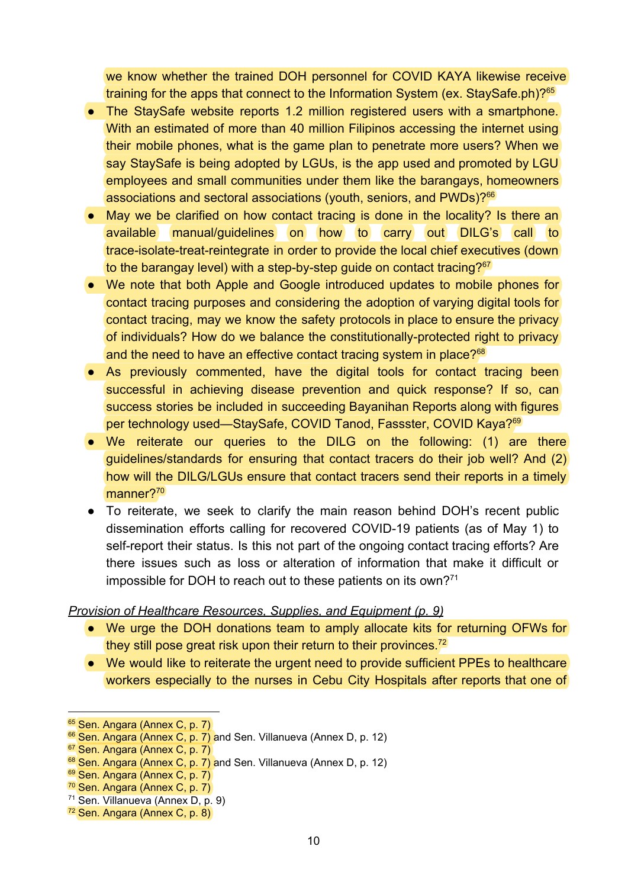we know whether the trained DOH personnel for COVID KAYA likewise receive training for the apps that connect to the Information System (ex. StaySafe.ph)?[65]

- The StaySafe website reports 1.2 million registered users with a smartphone. With an estimated of more than 40 million Filipinos accessing the internet using their mobile phones, what is the game plan to penetrate more users? When we say StaySafe is being adopted by LGUs, is the app used and promoted by LGU employees and small communities under them like the barangays, homeowners associations and sectoral associations (youth, seniors, and PWDs)?[66]
- May we be clarified on how contact tracing is done in the locality? Is there an available manual/guidelines on how to carry out DILG's call to trace-isolate-treat-reintegrate in order to provide the local chief executives (down to the barangay level) with a step-by-step guide on contact tracing?[67]
- We note that both Apple and Google introduced updates to mobile phones for contact tracing purposes and considering the adoption of varying digital tools for contact tracing, may we know the safety protocols in place to ensure the privacy of individuals? How do we balance the constitutionally-protected right to privacy and the need to have an effective contact tracing system in place?[68]
- As previously commented, have the digital tools for contact tracing been successful in achieving disease prevention and quick response? If so, can success stories be included in succeeding Bayanihan Reports along with figures per technology used—StaySafe, COVID Tanod, Fassster, COVID Kaya?[69]
- We reiterate our queries to the DILG on the following: (1) are there guidelines/standards for ensuring that contact tracers do their job well? And (2) how will the DILG/LGUs ensure that contact tracers send their reports in a timely manner?[70]
- To reiterate, we seek to clarify the main reason behind DOH's recent public dissemination efforts calling for recovered COVID-19 patients (as of May 1) to self-report their status. Is this not part of the ongoing contact tracing efforts? Are there issues such as loss or alteration of information that make it difficult or impossible for DOH to reach out to these patients on its own?[71]

<u>*Provision of Healthcare Resources, Supplies, and Equipment (p. 9)*</u>

- We urge the DOH donations team to amply allocate kits for returning OFWs for they still pose great risk upon their return to their provinces.[72]
- We would like to reiterate the urgent need to provide sufficient PPEs to healthcare workers especially to the nurses in Cebu City Hospitals after reports that one of

---

[65] Sen. Angara (Annex C, p. 7)
[66] Sen. Angara (Annex C, p. 7) and Sen. Villanueva (Annex D, p. 12)
[67] Sen. Angara (Annex C, p. 7)
[68] Sen. Angara (Annex C, p. 7) and Sen. Villanueva (Annex D, p. 12)
[69] Sen. Angara (Annex C, p. 7)
[70] Sen. Angara (Annex C, p. 7)
[71] Sen. Villanueva (Annex D, p. 9)
[72] Sen. Angara (Annex C, p. 8)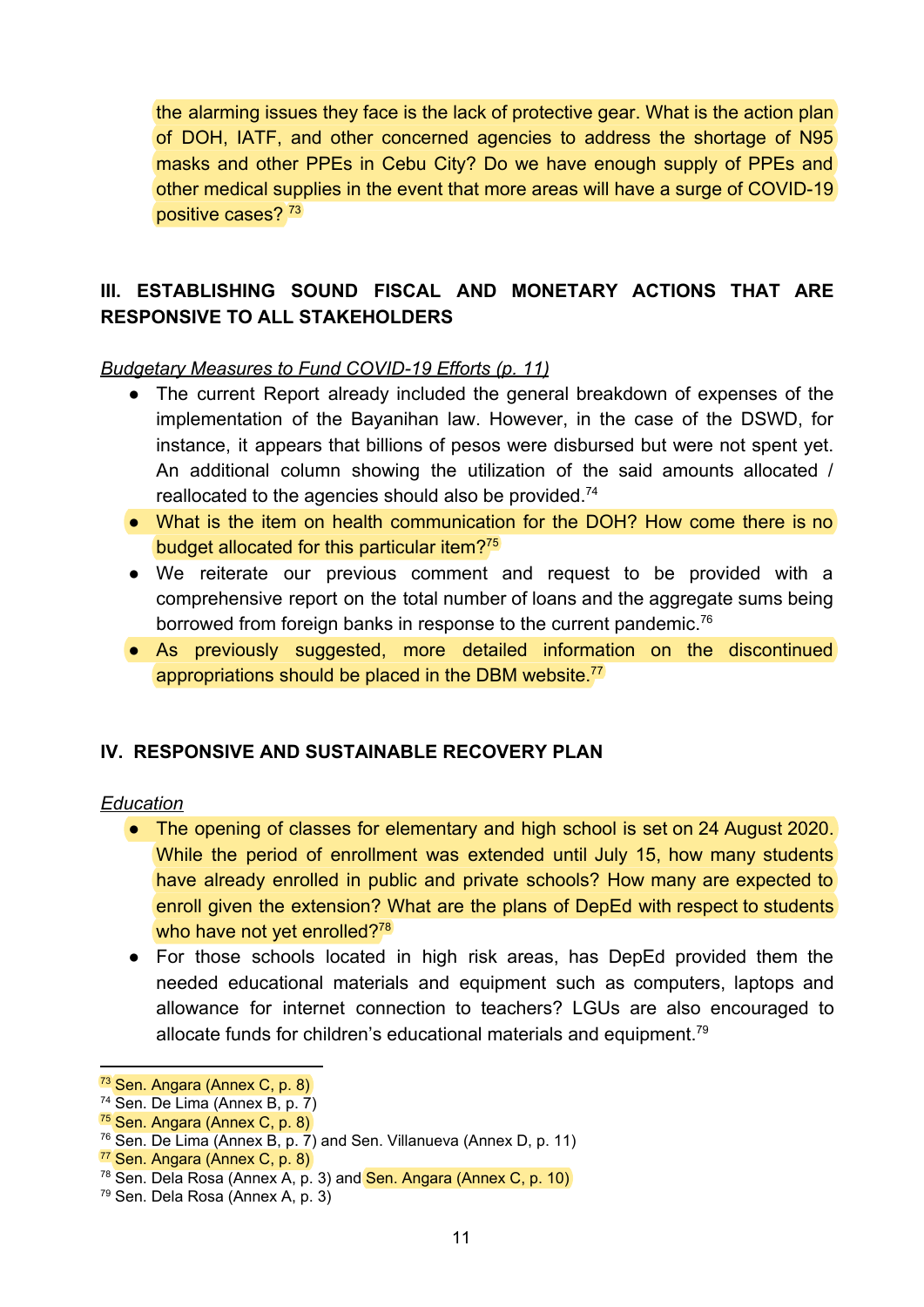the alarming issues they face is the lack of protective gear. What is the action plan of DOH, IATF, and other concerned agencies to address the shortage of N95 masks and other PPEs in Cebu City? Do we have enough supply of PPEs and other medical supplies in the event that more areas will have a surge of COVID-19 positive cases? [73]

## III. ESTABLISHING SOUND FISCAL AND MONETARY ACTIONS THAT ARE RESPONSIVE TO ALL STAKEHOLDERS

*Budgetary Measures to Fund COVID-19 Efforts (p. 11)*

- The current Report already included the general breakdown of expenses of the implementation of the Bayanihan law. However, in the case of the DSWD, for instance, it appears that billions of pesos were disbursed but were not spent yet. An additional column showing the utilization of the said amounts allocated / reallocated to the agencies should also be provided.[74]
- What is the item on health communication for the DOH? How come there is no budget allocated for this particular item?[75]
- We reiterate our previous comment and request to be provided with a comprehensive report on the total number of loans and the aggregate sums being borrowed from foreign banks in response to the current pandemic.[76]
- As previously suggested, more detailed information on the discontinued appropriations should be placed in the DBM website.[77]

## IV. RESPONSIVE AND SUSTAINABLE RECOVERY PLAN

*Education*

- The opening of classes for elementary and high school is set on 24 August 2020. While the period of enrollment was extended until July 15, how many students have already enrolled in public and private schools? How many are expected to enroll given the extension? What are the plans of DepEd with respect to students who have not yet enrolled?[78]
- For those schools located in high risk areas, has DepEd provided them the needed educational materials and equipment such as computers, laptops and allowance for internet connection to teachers? LGUs are also encouraged to allocate funds for children's educational materials and equipment.[79]

---

[73] Sen. Angara (Annex C, p. 8)
[74] Sen. De Lima (Annex B, p. 7)
[75] Sen. Angara (Annex C, p. 8)
[76] Sen. De Lima (Annex B, p. 7) and Sen. Villanueva (Annex D, p. 11)
[77] Sen. Angara (Annex C, p. 8)
[78] Sen. Dela Rosa (Annex A, p. 3) and Sen. Angara (Annex C, p. 10)
[79] Sen. Dela Rosa (Annex A, p. 3)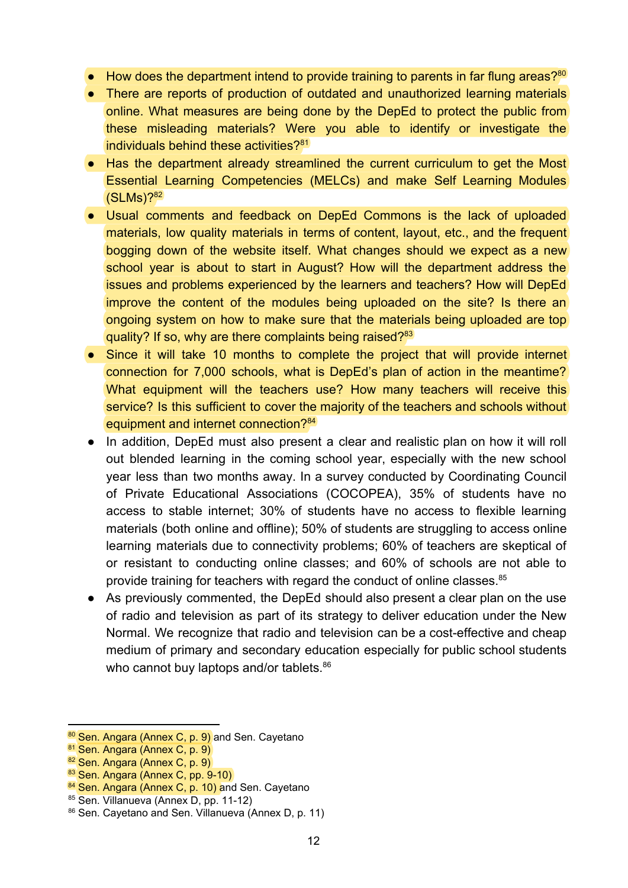- How does the department intend to provide training to parents in far flung areas?[80]
- There are reports of production of outdated and unauthorized learning materials online. What measures are being done by the DepEd to protect the public from these misleading materials? Were you able to identify or investigate the individuals behind these activities?[81]
- Has the department already streamlined the current curriculum to get the Most Essential Learning Competencies (MELCs) and make Self Learning Modules (SLMs)?[82]
- Usual comments and feedback on DepEd Commons is the lack of uploaded materials, low quality materials in terms of content, layout, etc., and the frequent bogging down of the website itself. What changes should we expect as a new school year is about to start in August? How will the department address the issues and problems experienced by the learners and teachers? How will DepEd improve the content of the modules being uploaded on the site? Is there an ongoing system on how to make sure that the materials being uploaded are top quality? If so, why are there complaints being raised?[83]
- Since it will take 10 months to complete the project that will provide internet connection for 7,000 schools, what is DepEd's plan of action in the meantime? What equipment will the teachers use? How many teachers will receive this service? Is this sufficient to cover the majority of the teachers and schools without equipment and internet connection?[84]
- In addition, DepEd must also present a clear and realistic plan on how it will roll out blended learning in the coming school year, especially with the new school year less than two months away. In a survey conducted by Coordinating Council of Private Educational Associations (COCOPEA), 35% of students have no access to stable internet; 30% of students have no access to flexible learning materials (both online and offline); 50% of students are struggling to access online learning materials due to connectivity problems; 60% of teachers are skeptical of or resistant to conducting online classes; and 60% of schools are not able to provide training for teachers with regard the conduct of online classes.[85]
- As previously commented, the DepEd should also present a clear plan on the use of radio and television as part of its strategy to deliver education under the New Normal. We recognize that radio and television can be a cost-effective and cheap medium of primary and secondary education especially for public school students who cannot buy laptops and/or tablets.[86]

---

[80] Sen. Angara (Annex C, p. 9) and Sen. Cayetano
[81] Sen. Angara (Annex C, p. 9)
[82] Sen. Angara (Annex C, p. 9)
[83] Sen. Angara (Annex C, pp. 9-10)
[84] Sen. Angara (Annex C, p. 10) and Sen. Cayetano
[85] Sen. Villanueva (Annex D, pp. 11-12)
[86] Sen. Cayetano and Sen. Villanueva (Annex D, p. 11)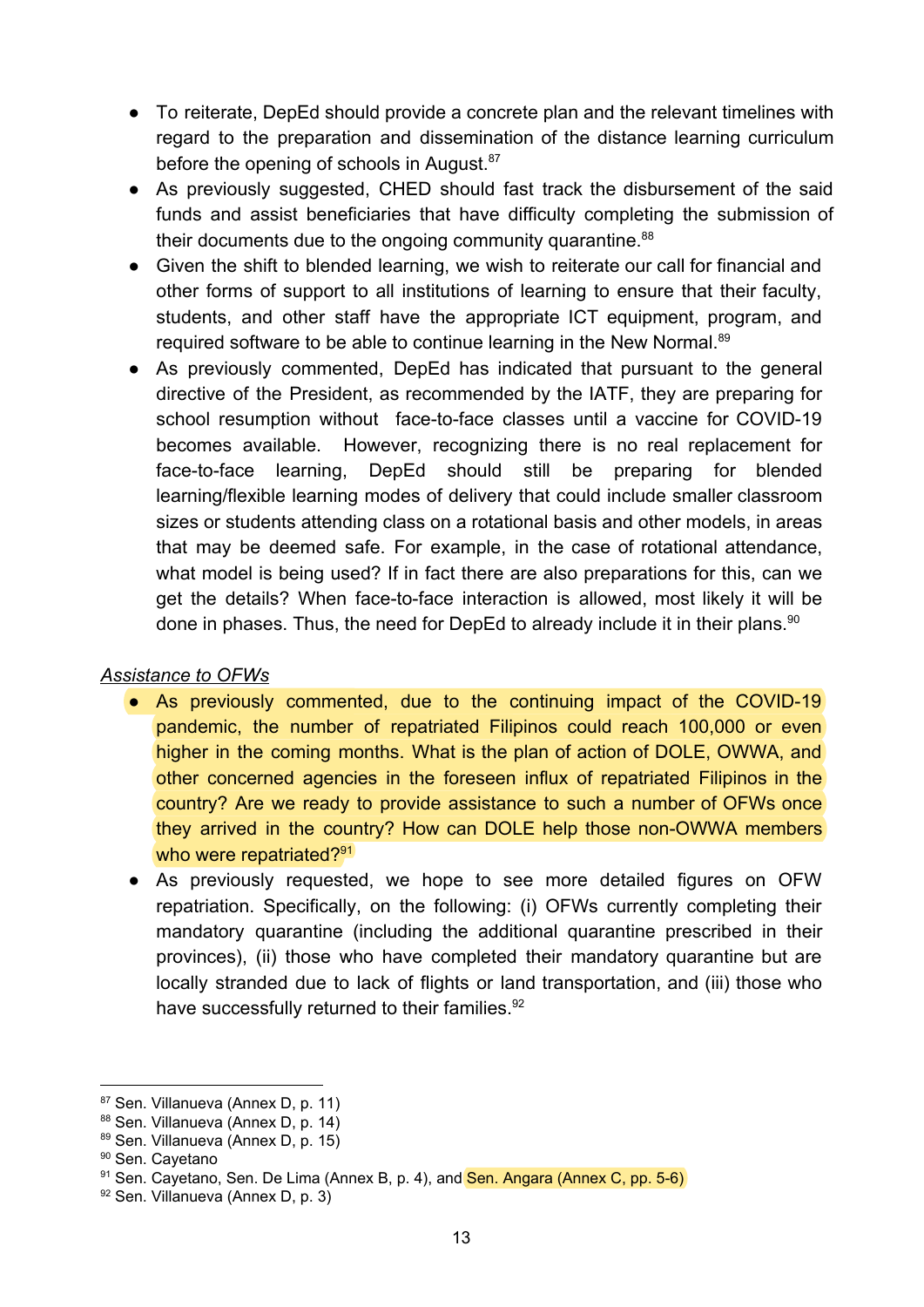- To reiterate, DepEd should provide a concrete plan and the relevant timelines with regard to the preparation and dissemination of the distance learning curriculum before the opening of schools in August.[87]
- As previously suggested, CHED should fast track the disbursement of the said funds and assist beneficiaries that have difficulty completing the submission of their documents due to the ongoing community quarantine.[88]
- Given the shift to blended learning, we wish to reiterate our call for financial and other forms of support to all institutions of learning to ensure that their faculty, students, and other staff have the appropriate ICT equipment, program, and required software to be able to continue learning in the New Normal.[89]
- As previously commented, DepEd has indicated that pursuant to the general directive of the President, as recommended by the IATF, they are preparing for school resumption without face-to-face classes until a vaccine for COVID-19 becomes available. However, recognizing there is no real replacement for face-to-face learning, DepEd should still be preparing for blended learning/flexible learning modes of delivery that could include smaller classroom sizes or students attending class on a rotational basis and other models, in areas that may be deemed safe. For example, in the case of rotational attendance, what model is being used? If in fact there are also preparations for this, can we get the details? When face-to-face interaction is allowed, most likely it will be done in phases. Thus, the need for DepEd to already include it in their plans.[90]

*Assistance to OFWs*

- As previously commented, due to the continuing impact of the COVID-19 pandemic, the number of repatriated Filipinos could reach 100,000 or even higher in the coming months. What is the plan of action of DOLE, OWWA, and other concerned agencies in the foreseen influx of repatriated Filipinos in the country? Are we ready to provide assistance to such a number of OFWs once they arrived in the country? How can DOLE help those non-OWWA members who were repatriated?[91]
- As previously requested, we hope to see more detailed figures on OFW repatriation. Specifically, on the following: (i) OFWs currently completing their mandatory quarantine (including the additional quarantine prescribed in their provinces), (ii) those who have completed their mandatory quarantine but are locally stranded due to lack of flights or land transportation, and (iii) those who have successfully returned to their families.[92]

---

[87] Sen. Villanueva (Annex D, p. 11)
[88] Sen. Villanueva (Annex D, p. 14)
[89] Sen. Villanueva (Annex D, p. 15)
[90] Sen. Cayetano
[91] Sen. Cayetano, Sen. De Lima (Annex B, p. 4), and Sen. Angara (Annex C, pp. 5-6)
[92] Sen. Villanueva (Annex D, p. 3)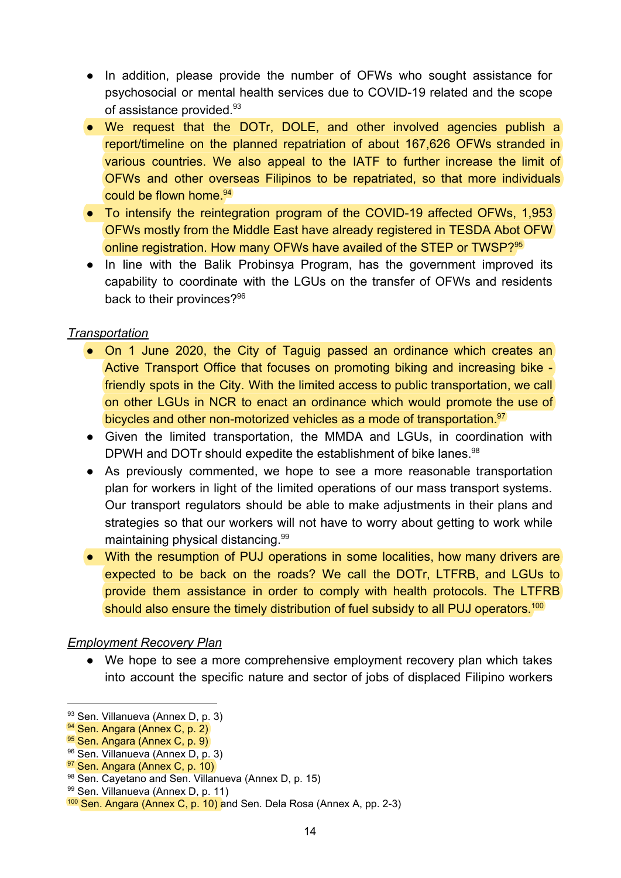- In addition, please provide the number of OFWs who sought assistance for psychosocial or mental health services due to COVID-19 related and the scope of assistance provided.[93]
- We request that the DOTr, DOLE, and other involved agencies publish a report/timeline on the planned repatriation of about 167,626 OFWs stranded in various countries. We also appeal to the IATF to further increase the limit of OFWs and other overseas Filipinos to be repatriated, so that more individuals could be flown home.[94]
- To intensify the reintegration program of the COVID-19 affected OFWs, 1,953 OFWs mostly from the Middle East have already registered in TESDA Abot OFW online registration. How many OFWs have availed of the STEP or TWSP?[95]
- In line with the Balik Probinsya Program, has the government improved its capability to coordinate with the LGUs on the transfer of OFWs and residents back to their provinces?[96]

*Transportation*

- On 1 June 2020, the City of Taguig passed an ordinance which creates an Active Transport Office that focuses on promoting biking and increasing bike - friendly spots in the City. With the limited access to public transportation, we call on other LGUs in NCR to enact an ordinance which would promote the use of bicycles and other non-motorized vehicles as a mode of transportation.[97]
- Given the limited transportation, the MMDA and LGUs, in coordination with DPWH and DOTr should expedite the establishment of bike lanes.[98]
- As previously commented, we hope to see a more reasonable transportation plan for workers in light of the limited operations of our mass transport systems. Our transport regulators should be able to make adjustments in their plans and strategies so that our workers will not have to worry about getting to work while maintaining physical distancing.[99]
- With the resumption of PUJ operations in some localities, how many drivers are expected to be back on the roads? We call the DOTr, LTFRB, and LGUs to provide them assistance in order to comply with health protocols. The LTFRB should also ensure the timely distribution of fuel subsidy to all PUJ operators.[100]

*Employment Recovery Plan*

- We hope to see a more comprehensive employment recovery plan which takes into account the specific nature and sector of jobs of displaced Filipino workers

---

[93] Sen. Villanueva (Annex D, p. 3)
[94] Sen. Angara (Annex C, p. 2)
[95] Sen. Angara (Annex C, p. 9)
[96] Sen. Villanueva (Annex D, p. 3)
[97] Sen. Angara (Annex C, p. 10)
[98] Sen. Cayetano and Sen. Villanueva (Annex D, p. 15)
[99] Sen. Villanueva (Annex D, p. 11)
[100] Sen. Angara (Annex C, p. 10) and Sen. Dela Rosa (Annex A, pp. 2-3)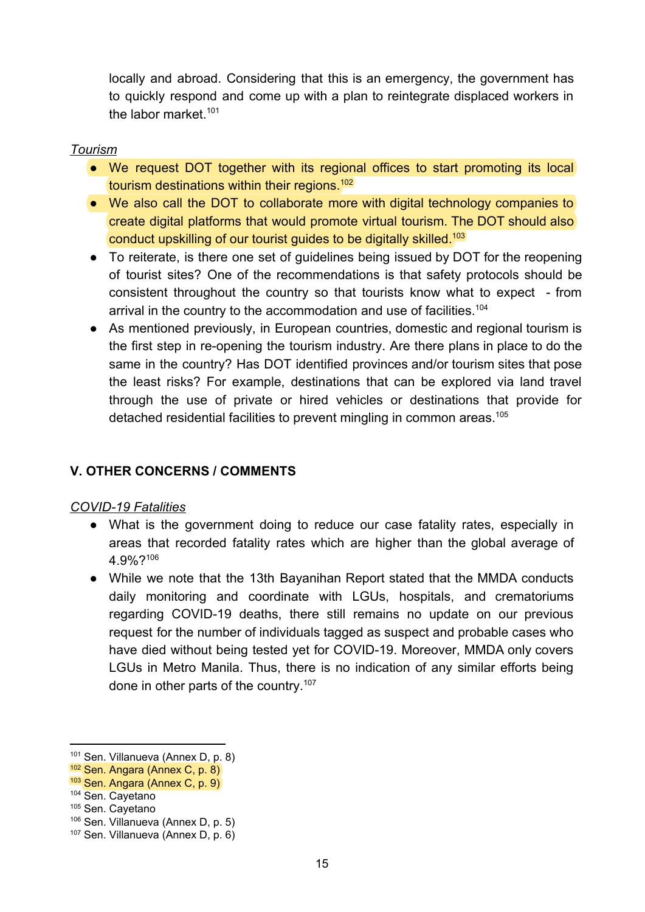locally and abroad. Considering that this is an emergency, the government has to quickly respond and come up with a plan to reintegrate displaced workers in the labor market.[101]

*Tourism*

- We request DOT together with its regional offices to start promoting its local tourism destinations within their regions.[102]
- We also call the DOT to collaborate more with digital technology companies to create digital platforms that would promote virtual tourism. The DOT should also conduct upskilling of our tourist guides to be digitally skilled.[103]
- To reiterate, is there one set of guidelines being issued by DOT for the reopening of tourist sites? One of the recommendations is that safety protocols should be consistent throughout the country so that tourists know what to expect - from arrival in the country to the accommodation and use of facilities.[104]
- As mentioned previously, in European countries, domestic and regional tourism is the first step in re-opening the tourism industry. Are there plans in place to do the same in the country? Has DOT identified provinces and/or tourism sites that pose the least risks? For example, destinations that can be explored via land travel through the use of private or hired vehicles or destinations that provide for detached residential facilities to prevent mingling in common areas.[105]

## V. OTHER CONCERNS / COMMENTS

*COVID-19 Fatalities*

- What is the government doing to reduce our case fatality rates, especially in areas that recorded fatality rates which are higher than the global average of 4.9%?[106]
- While we note that the 13th Bayanihan Report stated that the MMDA conducts daily monitoring and coordinate with LGUs, hospitals, and crematoriums regarding COVID-19 deaths, there still remains no update on our previous request for the number of individuals tagged as suspect and probable cases who have died without being tested yet for COVID-19. Moreover, MMDA only covers LGUs in Metro Manila. Thus, there is no indication of any similar efforts being done in other parts of the country.[107]

---

[101] Sen. Villanueva (Annex D, p. 8)
[102] Sen. Angara (Annex C, p. 8)
[103] Sen. Angara (Annex C, p. 9)
[104] Sen. Cayetano
[105] Sen. Cayetano
[106] Sen. Villanueva (Annex D, p. 5)
[107] Sen. Villanueva (Annex D, p. 6)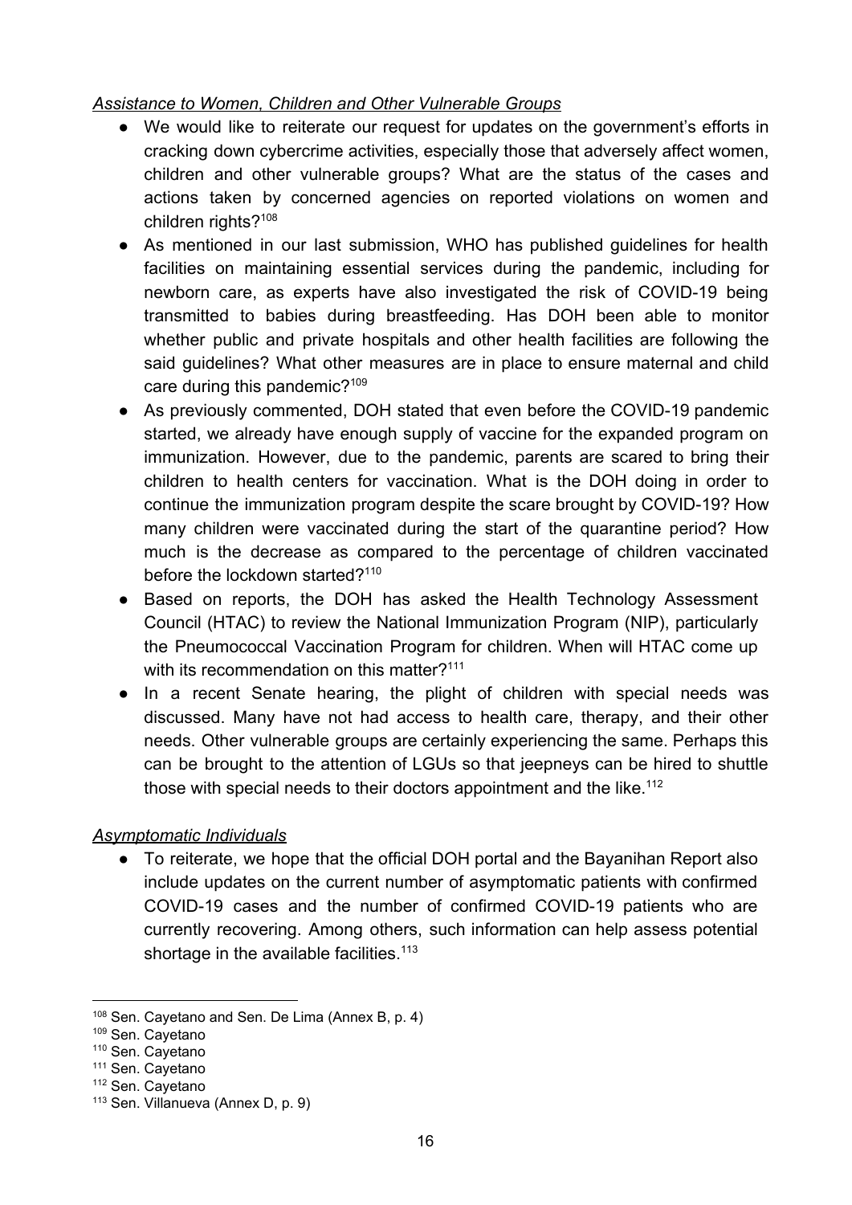*Assistance to Women, Children and Other Vulnerable Groups*

- We would like to reiterate our request for updates on the government's efforts in cracking down cybercrime activities, especially those that adversely affect women, children and other vulnerable groups? What are the status of the cases and actions taken by concerned agencies on reported violations on women and children rights?[108]
- As mentioned in our last submission, WHO has published guidelines for health facilities on maintaining essential services during the pandemic, including for newborn care, as experts have also investigated the risk of COVID-19 being transmitted to babies during breastfeeding. Has DOH been able to monitor whether public and private hospitals and other health facilities are following the said guidelines? What other measures are in place to ensure maternal and child care during this pandemic?[109]
- As previously commented, DOH stated that even before the COVID-19 pandemic started, we already have enough supply of vaccine for the expanded program on immunization. However, due to the pandemic, parents are scared to bring their children to health centers for vaccination. What is the DOH doing in order to continue the immunization program despite the scare brought by COVID-19? How many children were vaccinated during the start of the quarantine period? How much is the decrease as compared to the percentage of children vaccinated before the lockdown started?[110]
- Based on reports, the DOH has asked the Health Technology Assessment Council (HTAC) to review the National Immunization Program (NIP), particularly the Pneumococcal Vaccination Program for children. When will HTAC come up with its recommendation on this matter?[111]
- In a recent Senate hearing, the plight of children with special needs was discussed. Many have not had access to health care, therapy, and their other needs. Other vulnerable groups are certainly experiencing the same. Perhaps this can be brought to the attention of LGUs so that jeepneys can be hired to shuttle those with special needs to their doctors appointment and the like.[112]

*Asymptomatic Individuals*

- To reiterate, we hope that the official DOH portal and the Bayanihan Report also include updates on the current number of asymptomatic patients with confirmed COVID-19 cases and the number of confirmed COVID-19 patients who are currently recovering. Among others, such information can help assess potential shortage in the available facilities.[113]

---

[108] Sen. Cayetano and Sen. De Lima (Annex B, p. 4)

[109] Sen. Cayetano

[110] Sen. Cayetano

[111] Sen. Cayetano

[112] Sen. Cayetano

[113] Sen. Villanueva (Annex D, p. 9)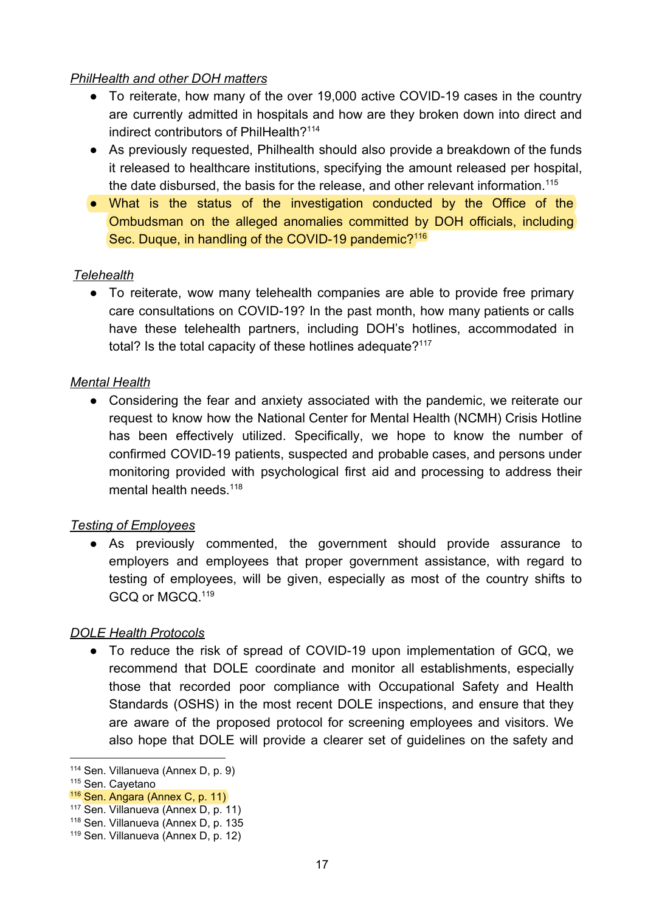*PhilHealth and other DOH matters*

- To reiterate, how many of the over 19,000 active COVID-19 cases in the country are currently admitted in hospitals and how are they broken down into direct and indirect contributors of PhilHealth?[114]
- As previously requested, Philhealth should also provide a breakdown of the funds it released to healthcare institutions, specifying the amount released per hospital, the date disbursed, the basis for the release, and other relevant information.[115]
- What is the status of the investigation conducted by the Office of the Ombudsman on the alleged anomalies committed by DOH officials, including Sec. Duque, in handling of the COVID-19 pandemic?[116]

*Telehealth*

- To reiterate, wow many telehealth companies are able to provide free primary care consultations on COVID-19? In the past month, how many patients or calls have these telehealth partners, including DOH's hotlines, accommodated in total? Is the total capacity of these hotlines adequate?[117]

*Mental Health*

- Considering the fear and anxiety associated with the pandemic, we reiterate our request to know how the National Center for Mental Health (NCMH) Crisis Hotline has been effectively utilized. Specifically, we hope to know the number of confirmed COVID-19 patients, suspected and probable cases, and persons under monitoring provided with psychological first aid and processing to address their mental health needs.[118]

*Testing of Employees*

- As previously commented, the government should provide assurance to employers and employees that proper government assistance, with regard to testing of employees, will be given, especially as most of the country shifts to GCQ or MGCQ.[119]

*DOLE Health Protocols*

- To reduce the risk of spread of COVID-19 upon implementation of GCQ, we recommend that DOLE coordinate and monitor all establishments, especially those that recorded poor compliance with Occupational Safety and Health Standards (OSHS) in the most recent DOLE inspections, and ensure that they are aware of the proposed protocol for screening employees and visitors. We also hope that DOLE will provide a clearer set of guidelines on the safety and

---

[114] Sen. Villanueva (Annex D, p. 9)
[115] Sen. Cayetano
[116] Sen. Angara (Annex C, p. 11)
[117] Sen. Villanueva (Annex D, p. 11)
[118] Sen. Villanueva (Annex D, p. 135
[119] Sen. Villanueva (Annex D, p. 12)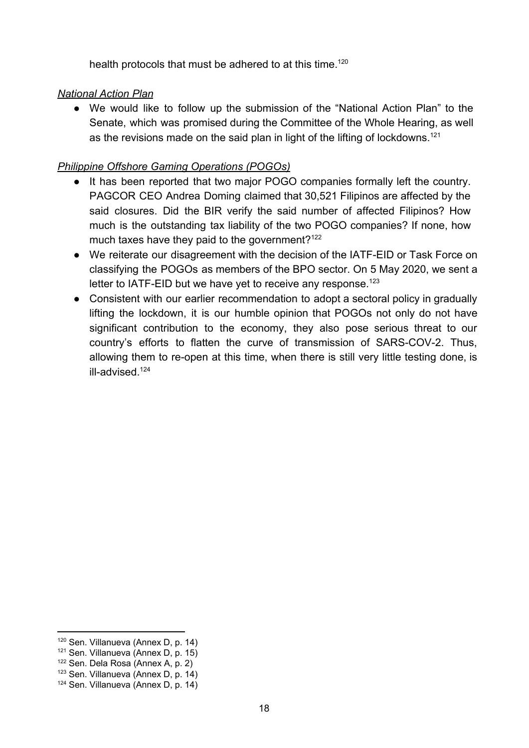health protocols that must be adhered to at this time.[120]

*National Action Plan*

- We would like to follow up the submission of the "National Action Plan" to the Senate, which was promised during the Committee of the Whole Hearing, as well as the revisions made on the said plan in light of the lifting of lockdowns.[121]

*Philippine Offshore Gaming Operations (POGOs)*

- It has been reported that two major POGO companies formally left the country. PAGCOR CEO Andrea Doming claimed that 30,521 Filipinos are affected by the said closures. Did the BIR verify the said number of affected Filipinos? How much is the outstanding tax liability of the two POGO companies? If none, how much taxes have they paid to the government?[122]
- We reiterate our disagreement with the decision of the IATF-EID or Task Force on classifying the POGOs as members of the BPO sector. On 5 May 2020, we sent a letter to IATF-EID but we have yet to receive any response.[123]
- Consistent with our earlier recommendation to adopt a sectoral policy in gradually lifting the lockdown, it is our humble opinion that POGOs not only do not have significant contribution to the economy, they also pose serious threat to our country's efforts to flatten the curve of transmission of SARS-COV-2. Thus, allowing them to re-open at this time, when there is still very little testing done, is ill-advised.[124]

---

[120] Sen. Villanueva (Annex D, p. 14)
[121] Sen. Villanueva (Annex D, p. 15)
[122] Sen. Dela Rosa (Annex A, p. 2)
[123] Sen. Villanueva (Annex D, p. 14)
[124] Sen. Villanueva (Annex D, p. 14)